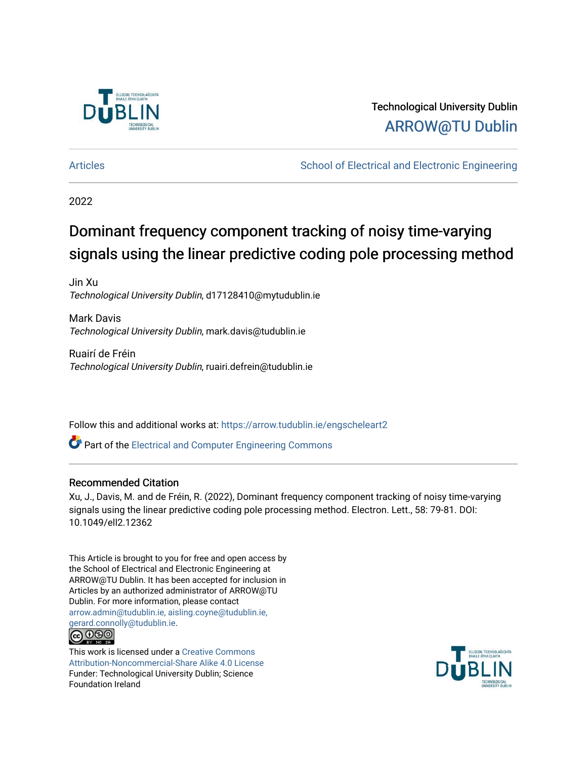Technological University Dublin

ARROW@TU Dublin

Articles | School of Electrical and Electronic Engineering

2022

# Dominant frequency component tracking of noisy time-varying signals using the linear predictive coding pole processing method

Jin Xu
*Technological University Dublin*, d17128410@mytudublin.ie

Mark Davis
*Technological University Dublin*, mark.davis@tudublin.ie

Ruairí de Fréin
*Technological University Dublin*, ruairi.defrein@tudublin.ie

Follow this and additional works at: https://arrow.tudublin.ie/engscheleart2

Part of the Electrical and Computer Engineering Commons

## Recommended Citation

Xu, J., Davis, M. and de Fréin, R. (2022), Dominant frequency component tracking of noisy time-varying signals using the linear predictive coding pole processing method. Electron. Lett., 58: 79-81. DOI: 10.1049/ell2.12362

This Article is brought to you for free and open access by the School of Electrical and Electronic Engineering at ARROW@TU Dublin. It has been accepted for inclusion in Articles by an authorized administrator of ARROW@TU Dublin. For more information, please contact arrow.admin@tudublin.ie, aisling.coyne@tudublin.ie, gerard.connolly@tudublin.ie.

This work is licensed under a Creative Commons Attribution-Noncommercial-Share Alike 4.0 License
Funder: Technological University Dublin; Science Foundation Ireland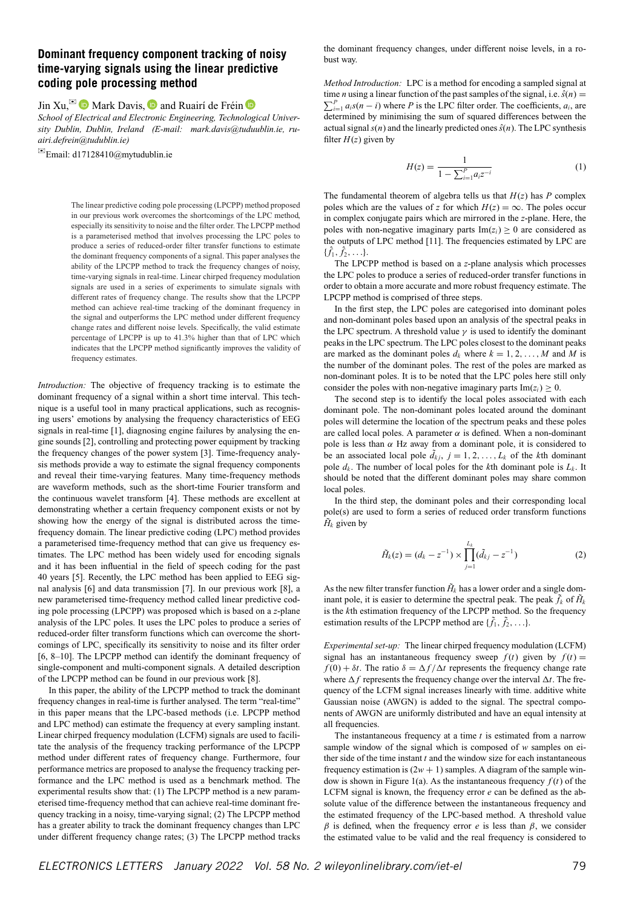# Dominant frequency component tracking of noisy time-varying signals using the linear predictive coding pole processing method

Jin Xu,✉ Mark Davis, and Ruairí de Fréin

*School of Electrical and Electronic Engineering, Technological University Dublin, Dublin, Ireland (E-mail: mark.davis@tuduublin.ie, ruairi.defrein@tudublin.ie)*

✉Email: d17128410@mytudublin.ie

The linear predictive coding pole processing (LPCPP) method proposed in our previous work overcomes the shortcomings of the LPC method, especially its sensitivity to noise and the filter order. The LPCPP method is a parameterised method that involves processing the LPC poles to produce a series of reduced-order filter transfer functions to estimate the dominant frequency components of a signal. This paper analyses the ability of the LPCPP method to track the frequency changes of noisy, time-varying signals in real-time. Linear chirped frequency modulation signals are used in a series of experiments to simulate signals with different rates of frequency change. The results show that the LPCPP method can achieve real-time tracking of the dominant frequency in the signal and outperforms the LPC method under different frequency change rates and different noise levels. Specifically, the valid estimate percentage of LPCPP is up to 41.3% higher than that of LPC which indicates that the LPCPP method significantly improves the validity of frequency estimates.

*Introduction:* The objective of frequency tracking is to estimate the dominant frequency of a signal within a short time interval. This technique is a useful tool in many practical applications, such as recognising users' emotions by analysing the frequency characteristics of EEG signals in real-time [1], diagnosing engine failures by analysing the engine sounds [2], controlling and protecting power equipment by tracking the frequency changes of the power system [3]. Time-frequency analysis methods provide a way to estimate the signal frequency components and reveal their time-varying features. Many time-frequency methods are waveform methods, such as the short-time Fourier transform and the continuous wavelet transform [4]. These methods are excellent at demonstrating whether a certain frequency component exists or not by showing how the energy of the signal is distributed across the time-frequency domain. The linear predictive coding (LPC) method provides a parameterised time-frequency method that can give us frequency estimates. The LPC method has been widely used for encoding signals and it has been influential in the field of speech coding for the past 40 years [5]. Recently, the LPC method has been applied to EEG signal analysis [6] and data transmission [7]. In our previous work [8], a new parameterised time-frequency method called linear predictive coding pole processing (LPCPP) was proposed which is based on a $z$-plane analysis of the LPC poles. It uses the LPC poles to produce a series of reduced-order filter transform functions which can overcome the shortcomings of LPC, specifically its sensitivity to noise and its filter order [6, 8–10]. The LPCPP method can identify the dominant frequency of single-component and multi-component signals. A detailed description of the LPCPP method can be found in our previous work [8].

In this paper, the ability of the LPCPP method to track the dominant frequency changes in real-time is further analysed. The term "real-time" in this paper means that the LPC-based methods (i.e. LPCPP method and LPC method) can estimate the frequency at every sampling instant. Linear chirped frequency modulation (LCFM) signals are used to facilitate the analysis of the frequency tracking performance of the LPCPP method under different rates of frequency change. Furthermore, four performance metrics are proposed to analyse the frequency tracking performance and the LPC method is used as a benchmark method. The experimental results show that: (1) The LPCPP method is a new parameterised time-frequency method that can achieve real-time dominant frequency tracking in a noisy, time-varying signal; (2) The LPCPP method has a greater ability to track the dominant frequency changes than LPC under different frequency change rates; (3) The LPCPP method tracks the dominant frequency changes, under different noise levels, in a robust way.

*Method Introduction:* LPC is a method for encoding a sampled signal at time $n$ using a linear function of the past samples of the signal, i.e. $\hat{s}(n) = \sum_{i=1}^{P} a_i s(n-i)$ where $P$ is the LPC filter order. The coefficients, $a_i$, are determined by minimising the sum of squared differences between the actual signal $s(n)$ and the linearly predicted ones $\hat{s}(n)$. The LPC synthesis filter $H(z)$ given by

$$H(z) = \frac{1}{1 - \sum_{i=1}^{P} a_i z^{-i}} \tag{1}$$

The fundamental theorem of algebra tells us that $H(z)$ has $P$ complex poles which are the values of $z$ for which $H(z) = \infty$. The poles occur in complex conjugate pairs which are mirrored in the $z$-plane. Here, the poles with non-negative imaginary parts $\mathrm{Im}(z_i) \geq 0$ are considered as the outputs of LPC method [11]. The frequencies estimated by LPC are $\{\hat{f}_1, \hat{f}_2, \ldots\}$.

The LPCPP method is based on a $z$-plane analysis which processes the LPC poles to produce a series of reduced-order transfer functions in order to obtain a more accurate and more robust frequency estimate. The LPCPP method is comprised of three steps.

In the first step, the LPC poles are categorised into dominant poles and non-dominant poles based upon an analysis of the spectral peaks in the LPC spectrum. A threshold value $\gamma$ is used to identify the dominant peaks in the LPC spectrum. The LPC poles closest to the dominant peaks are marked as the dominant poles $d_k$ where $k = 1, 2, \ldots, M$ and $M$ is the number of the dominant poles. The rest of the poles are marked as non-dominant poles. It is to be noted that the LPC poles here still only consider the poles with non-negative imaginary parts $\mathrm{Im}(z_i) \geq 0$.

The second step is to identify the local poles associated with each dominant pole. The non-dominant poles located around the dominant poles will determine the location of the spectrum peaks and these poles are called local poles. A parameter $\alpha$ is defined. When a non-dominant pole is less than $\alpha$ Hz away from a dominant pole, it is considered to be an associated local pole $\tilde{d}_{kj}$, $j = 1, 2, \ldots, L_k$ of the $k$th dominant pole $d_k$. The number of local poles for the $k$th dominant pole is $L_k$. It should be noted that the different dominant poles may share common local poles.

In the third step, the dominant poles and their corresponding local pole(s) are used to form a series of reduced order transform functions $\tilde{H}_k$ given by

$$\tilde{H}_k(z) = (d_k - z^{-1}) \times \prod_{j=1}^{L_k} (\tilde{d}_{kj} - z^{-1}) \tag{2}$$

As the new filter transfer function $\tilde{H}_k$ has a lower order and a single dominant pole, it is easier to determine the spectral peak. The peak $\tilde{f}_k$ of $\tilde{H}_k$ is the $k$th estimation frequency of the LPCPP method. So the frequency estimation results of the LPCPP method are $\{\tilde{f}_1, \tilde{f}_2, \ldots\}$.

*Experimental set-up:* The linear chirped frequency modulation (LCFM) signal has an instantaneous frequency sweep $f(t)$ given by $f(t) = f(0) + \delta t$. The ratio $\delta = \Delta f / \Delta t$ represents the frequency change rate where $\Delta f$ represents the frequency change over the interval $\Delta t$. The frequency of the LCFM signal increases linearly with time. additive white Gaussian noise (AWGN) is added to the signal. The spectral components of AWGN are uniformly distributed and have an equal intensity at all frequencies.

The instantaneous frequency at a time $t$ is estimated from a narrow sample window of the signal which is composed of $w$ samples on either side of the time instant $t$ and the window size for each instantaneous frequency estimation is $(2w + 1)$ samples. A diagram of the sample window is shown in Figure 1(a). As the instantaneous frequency $f(t)$ of the LCFM signal is known, the frequency error $e$ can be defined as the absolute value of the difference between the instantaneous frequency and the estimated frequency of the LPC-based method. A threshold value $\beta$ is defined, when the frequency error $e$ is less than $\beta$, we consider the estimated value to be valid and the real frequency is considered to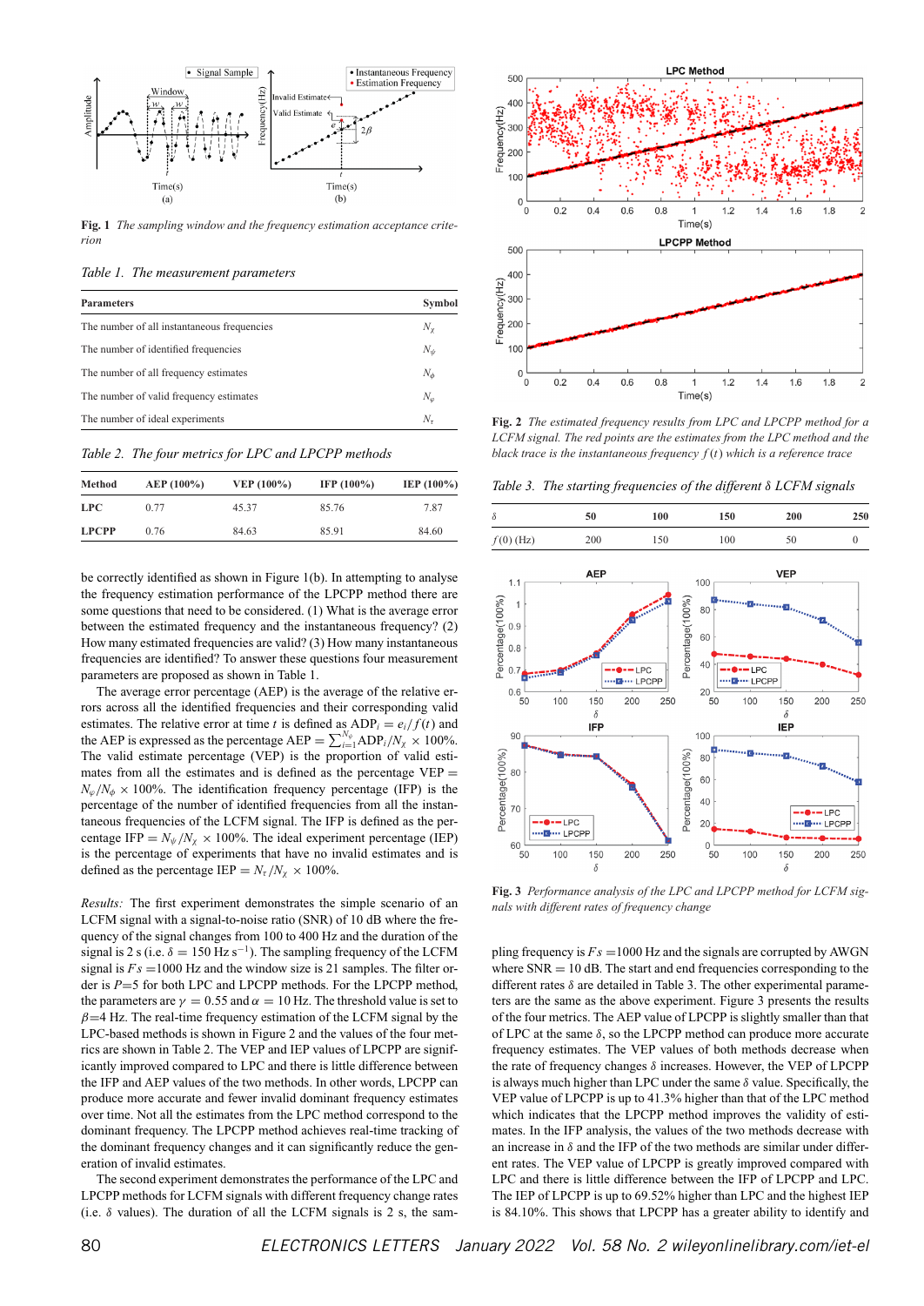Fig. 1 *The sampling window and the frequency estimation acceptance criterion*

*Table 1. The measurement parameters*

| Parameters | Symbol |
|---|---|
| The number of all instantaneous frequencies | $N_\chi$ |
| The number of identified frequencies | $N_\psi$ |
| The number of all frequency estimates | $N_\phi$ |
| The number of valid frequency estimates | $N_\varphi$ |
| The number of ideal experiments | $N_\tau$ |

*Table 2. The four metrics for LPC and LPCPP methods*

| Method | AEP (100%) | VEP (100%) | IFP (100%) | IEP (100%) |
|---|---|---|---|---|
| LPC | 0.77 | 45.37 | 85.76 | 7.87 |
| LPCPP | 0.76 | 84.63 | 85.91 | 84.60 |

be correctly identified as shown in Figure 1(b). In attempting to analyse the frequency estimation performance of the LPCPP method there are some questions that need to be considered. (1) What is the average error between the estimated frequency and the instantaneous frequency? (2) How many estimated frequencies are valid? (3) How many instantaneous frequencies are identified? To answer these questions four measurement parameters are proposed as shown in Table 1.

The average error percentage (AEP) is the average of the relative errors across all the identified frequencies and their corresponding valid estimates. The relative error at time $t$ is defined as $\mathrm{ADP}_i = e_i/f(t)$ and the AEP is expressed as the percentage $\mathrm{AEP} = \sum_{i=1}^{N_\psi} \mathrm{ADP}_i/N_\chi \times 100\%$. The valid estimate percentage (VEP) is the proportion of valid estimates from all the estimates and is defined as the percentage $\mathrm{VEP} = N_\varphi/N_\phi \times 100\%$. The identification frequency percentage (IFP) is the percentage of the number of identified frequencies from all the instantaneous frequencies of the LCFM signal. The IFP is defined as the percentage $\mathrm{IFP} = N_\psi/N_\chi \times 100\%$. The ideal experiment percentage (IEP) is the percentage of experiments that have no invalid estimates and is defined as the percentage $\mathrm{IEP} = N_\tau/N_\chi \times 100\%$.

*Results:* The first experiment demonstrates the simple scenario of an LCFM signal with a signal-to-noise ratio (SNR) of 10 dB where the frequency of the signal changes from 100 to 400 Hz and the duration of the signal is 2 s (i.e. $\delta = 150$ Hz s$^{-1}$). The sampling frequency of the LCFM signal is $Fs$ =1000 Hz and the window size is 21 samples. The filter order is $P$=5 for both LPC and LPCPP methods. For the LPCPP method, the parameters are $\gamma = 0.55$ and $\alpha = 10$ Hz. The threshold value is set to $\beta$=4 Hz. The real-time frequency estimation of the LCFM signal by the LPC-based methods is shown in Figure 2 and the values of the four metrics are shown in Table 2. The VEP and IEP values of LPCPP are significantly improved compared to LPC and there is little difference between the IFP and AEP values of the two methods. In other words, LPCPP can produce more accurate and fewer invalid dominant frequency estimates over time. Not all the estimates from the LPC method correspond to the dominant frequency. The LPCPP method achieves real-time tracking of the dominant frequency changes and it can significantly reduce the generation of invalid estimates.

The second experiment demonstrates the performance of the LPC and LPCPP methods for LCFM signals with different frequency change rates (i.e. $\delta$ values). The duration of all the LCFM signals is 2 s, the sampling frequency is $Fs$ =1000 Hz and the signals are corrupted by AWGN where SNR = 10 dB. The start and end frequencies corresponding to the different rates $\delta$ are detailed in Table 3. The other experimental parameters are the same as the above experiment. Figure 3 presents the results of the four metrics. The AEP value of LPCPP is slightly smaller than that of LPC at the same $\delta$, so the LPCPP method can produce more accurate frequency estimates. The VEP values of both methods decrease when the rate of frequency changes $\delta$ increases. However, the VEP of LPCPP is always much higher than LPC under the same $\delta$ value. Specifically, the VEP value of LPCPP is up to 41.3% higher than that of the LPC method which indicates that the LPCPP method improves the validity of estimates. In the IFP analysis, the values of the two methods decrease with an increase in $\delta$ and the IFP of the two methods are similar under different rates. The VEP value of LPCPP is greatly improved compared with LPC and there is little difference between the IFP of LPCPP and LPC. The IEP of LPCPP is up to 69.52% higher than LPC and the highest IEP is 84.10%. This shows that LPCPP has a greater ability to identify and

Fig. 2 *The estimated frequency results from LPC and LPCPP method for a LCFM signal. The red points are the estimates from the LPC method and the black trace is the instantaneous frequency $f(t)$ which is a reference trace*

*Table 3. The starting frequencies of the different $\delta$ LCFM signals*

| $\delta$ | 50 | 100 | 150 | 200 | 250 |
|---|---|---|---|---|---|
| $f(0)$ (Hz) | 200 | 150 | 100 | 50 | 0 |

Fig. 3 *Performance analysis of the LPC and LPCPP method for LCFM signals with different rates of frequency change*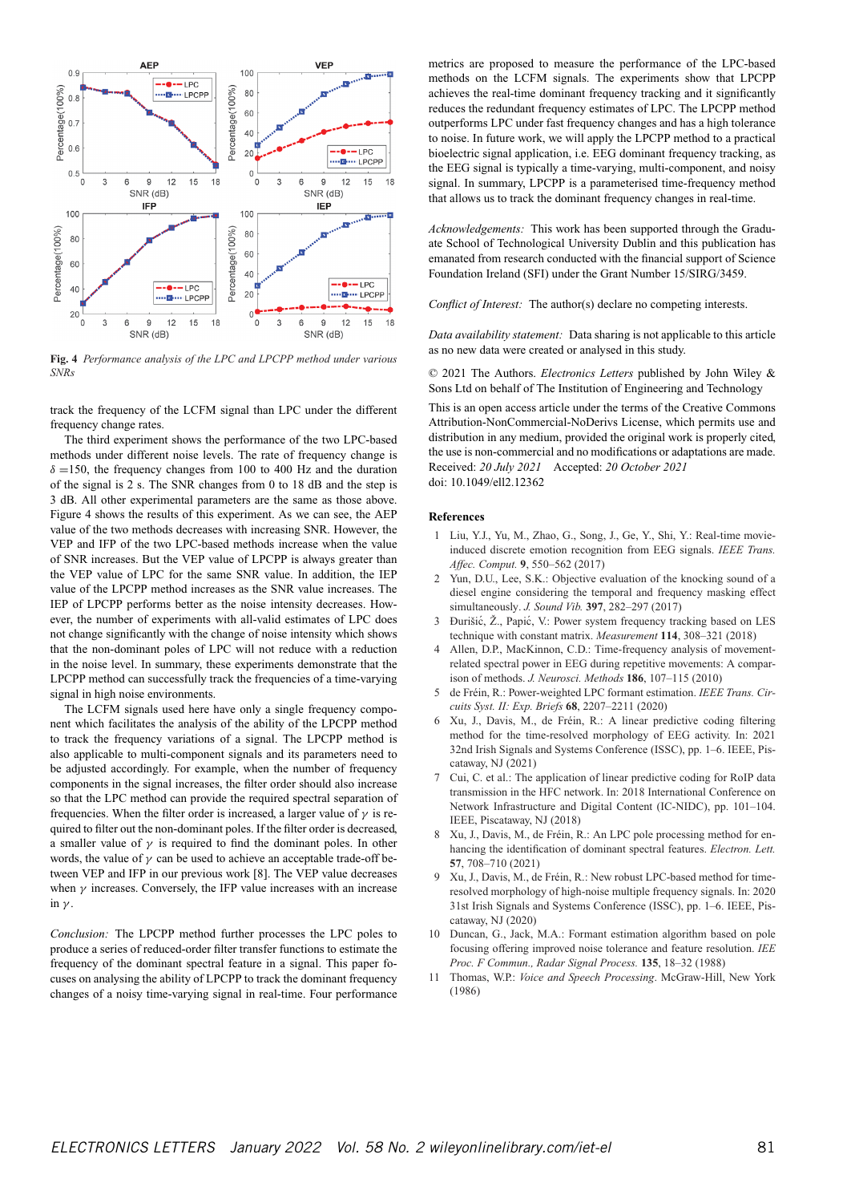AEP

0.9
0.8
0.7
0.6
0.5
Percentage(100%)
0 3 6 9 12 15 18
SNR (dB)
LPC
LPCPP

VEP

100
80
60
40
20
0
Percentage(100%)
0 3 6 9 12 15 18
SNR (dB)
LPC
LPCPP

IFP

100
80
60
40
20
Percentage(100%)
0 3 6 9 12 15 18
SNR (dB)
LPC
LPCPP

IEP

100
80
60
40
20
0
Percentage(100%)
0 3 6 9 12 15 18
SNR (dB)
LPC
LPCPP

**Fig. 4** *Performance analysis of the LPC and LPCPP method under various SNRs*

track the frequency of the LCFM signal than LPC under the different frequency change rates.

The third experiment shows the performance of the two LPC-based methods under different noise levels. The rate of frequency change is $\delta$ =150, the frequency changes from 100 to 400 Hz and the duration of the signal is 2 s. The SNR changes from 0 to 18 dB and the step is 3 dB. All other experimental parameters are the same as those above. Figure 4 shows the results of this experiment. As we can see, the AEP value of the two methods decreases with increasing SNR. However, the VEP and IFP of the two LPC-based methods increase when the value of SNR increases. But the VEP value of LPCPP is always greater than the VEP value of LPC for the same SNR value. In addition, the IEP value of the LPCPP method increases as the SNR value increases. The IEP of LPCPP performs better as the noise intensity decreases. However, the number of experiments with all-valid estimates of LPC does not change significantly with the change of noise intensity which shows that the non-dominant poles of LPC will not reduce with a reduction in the noise level. In summary, these experiments demonstrate that the LPCPP method can successfully track the frequencies of a time-varying signal in high noise environments.

The LCFM signals used here have only a single frequency component which facilitates the analysis of the ability of the LPCPP method to track the frequency variations of a signal. The LPCPP method is also applicable to multi-component signals and its parameters need to be adjusted accordingly. For example, when the number of frequency components in the signal increases, the filter order should also increase so that the LPC method can provide the required spectral separation of frequencies. When the filter order is increased, a larger value of $\gamma$ is required to filter out the non-dominant poles. If the filter order is decreased, a smaller value of $\gamma$ is required to find the dominant poles. In other words, the value of $\gamma$ can be used to achieve an acceptable trade-off between VEP and IFP in our previous work [8]. The VEP value decreases when $\gamma$ increases. Conversely, the IFP value increases with an increase in $\gamma$.

*Conclusion:* The LPCPP method further processes the LPC poles to produce a series of reduced-order filter transfer functions to estimate the frequency of the dominant spectral feature in a signal. This paper focuses on analysing the ability of LPCPP to track the dominant frequency changes of a noisy time-varying signal in real-time. Four performance metrics are proposed to measure the performance of the LPC-based methods on the LCFM signals. The experiments show that LPCPP achieves the real-time dominant frequency tracking and it significantly reduces the redundant frequency estimates of LPC. The LPCPP method outperforms LPC under fast frequency changes and has a high tolerance to noise. In future work, we will apply the LPCPP method to a practical bioelectric signal application, i.e. EEG dominant frequency tracking, as the EEG signal is typically a time-varying, multi-component, and noisy signal. In summary, LPCPP is a parameterised time-frequency method that allows us to track the dominant frequency changes in real-time.

*Acknowledgements:* This work has been supported through the Graduate School of Technological University Dublin and this publication has emanated from research conducted with the financial support of Science Foundation Ireland (SFI) under the Grant Number 15/SIRG/3459.

*Conflict of Interest:* The author(s) declare no competing interests.

*Data availability statement:* Data sharing is not applicable to this article as no new data were created or analysed in this study.

© 2021 The Authors. *Electronics Letters* published by John Wiley & Sons Ltd on behalf of The Institution of Engineering and Technology

This is an open access article under the terms of the Creative Commons Attribution-NonCommercial-NoDerivs License, which permits use and distribution in any medium, provided the original work is properly cited, the use is non-commercial and no modifications or adaptations are made.
Received: *20 July 2021* Accepted: *20 October 2021*
doi: 10.1049/ell2.12362

## References

1. Liu, Y.J., Yu, M., Zhao, G., Song, J., Ge, Y., Shi, Y.: Real-time movie-induced discrete emotion recognition from EEG signals. *IEEE Trans. Affec. Comput.* **9**, 550–562 (2017)
2. Yun, D.U., Lee, S.K.: Objective evaluation of the knocking sound of a diesel engine considering the temporal and frequency masking effect simultaneously. *J. Sound Vib.* **397**, 282–297 (2017)
3. Đurišić, Ž., Papić, V.: Power system frequency tracking based on LES technique with constant matrix. *Measurement* **114**, 308–321 (2018)
4. Allen, D.P., MacKinnon, C.D.: Time-frequency analysis of movement-related spectral power in EEG during repetitive movements: A comparison of methods. *J. Neurosci. Methods* **186**, 107–115 (2010)
5. de Fréin, R.: Power-weighted LPC formant estimation. *IEEE Trans. Circuits Syst. II: Exp. Briefs* **68**, 2207–2211 (2020)
6. Xu, J., Davis, M., de Fréin, R.: A linear predictive coding filtering method for the time-resolved morphology of EEG activity. In: 2021 32nd Irish Signals and Systems Conference (ISSC), pp. 1–6. IEEE, Piscataway, NJ (2021)
7. Cui, C. et al.: The application of linear predictive coding for RoIP data transmission in the HFC network. In: 2018 International Conference on Network Infrastructure and Digital Content (IC-NIDC), pp. 101–104. IEEE, Piscataway, NJ (2018)
8. Xu, J., Davis, M., de Fréin, R.: An LPC pole processing method for enhancing the identification of dominant spectral features. *Electron. Lett.* **57**, 708–710 (2021)
9. Xu, J., Davis, M., de Fréin, R.: New robust LPC-based method for time-resolved morphology of high-noise multiple frequency signals. In: 2020 31st Irish Signals and Systems Conference (ISSC), pp. 1–6. IEEE, Piscataway, NJ (2020)
10. Duncan, G., Jack, M.A.: Formant estimation algorithm based on pole focusing offering improved noise tolerance and feature resolution. *IEE Proc. F Commun., Radar Signal Process.* **135**, 18–32 (1988)
11. Thomas, W.P.: *Voice and Speech Processing*. McGraw-Hill, New York (1986)